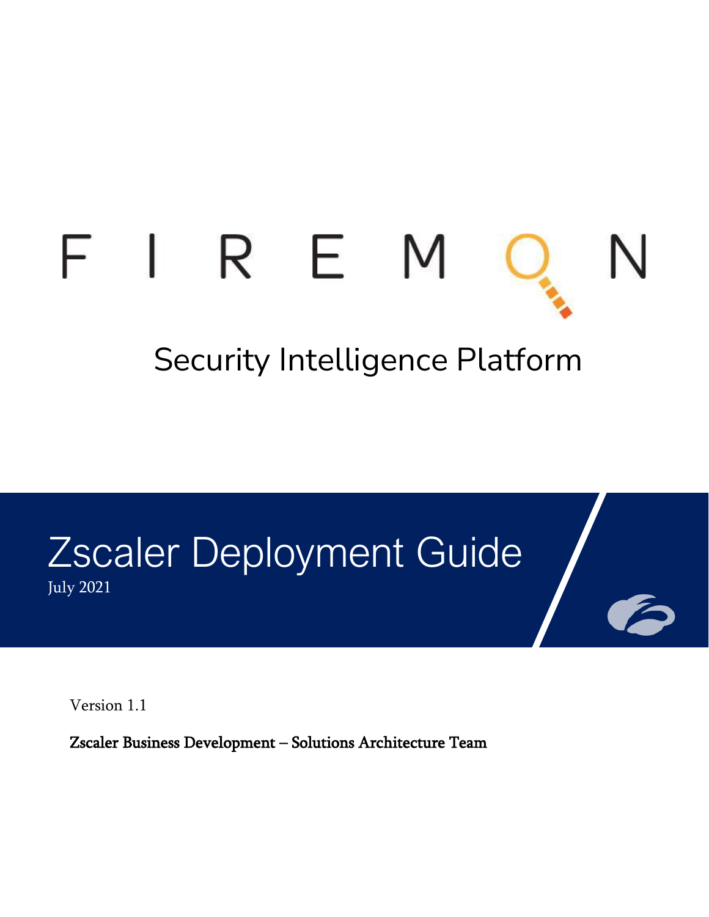# FIREMON

Security Intelligence Platform

# Zscaler Deployment Guide

July 2021

Version 1.1

**Zscaler Business Development – Solutions Architecture Team**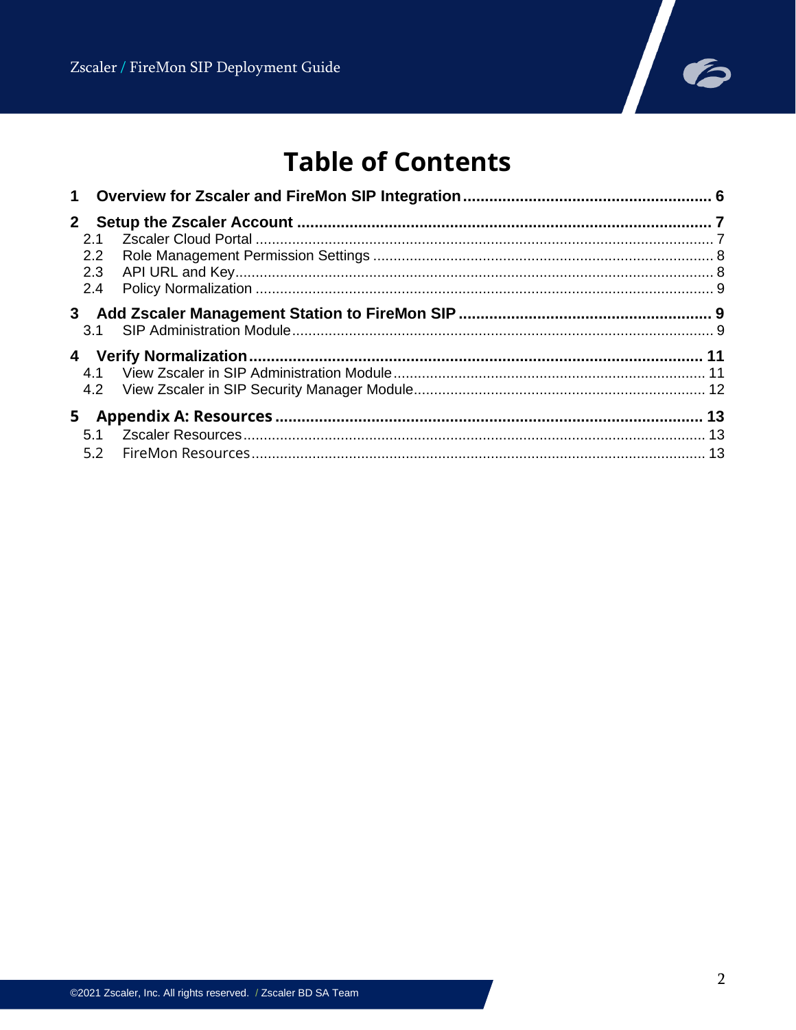# Table of Contents

**1 Overview for Zscaler and FireMon SIP Integration** ........................................................ 6

**2 Setup the Zscaler Account** ........................................................ 7

- 2.1 Zscaler Cloud Portal ........................................................ 7
- 2.2 Role Management Permission Settings ........................................................ 8
- 2.3 API URL and Key ........................................................ 8
- 2.4 Policy Normalization ........................................................ 9

**3 Add Zscaler Management Station to FireMon SIP** ........................................................ 9

- 3.1 SIP Administration Module ........................................................ 9

**4 Verify Normalization** ........................................................ 11

- 4.1 View Zscaler in SIP Administration Module ........................................................ 11
- 4.2 View Zscaler in SIP Security Manager Module ........................................................ 12

**5 Appendix A: Resources** ........................................................ 13

- 5.1 Zscaler Resources ........................................................ 13
- 5.2 FireMon Resources ........................................................ 13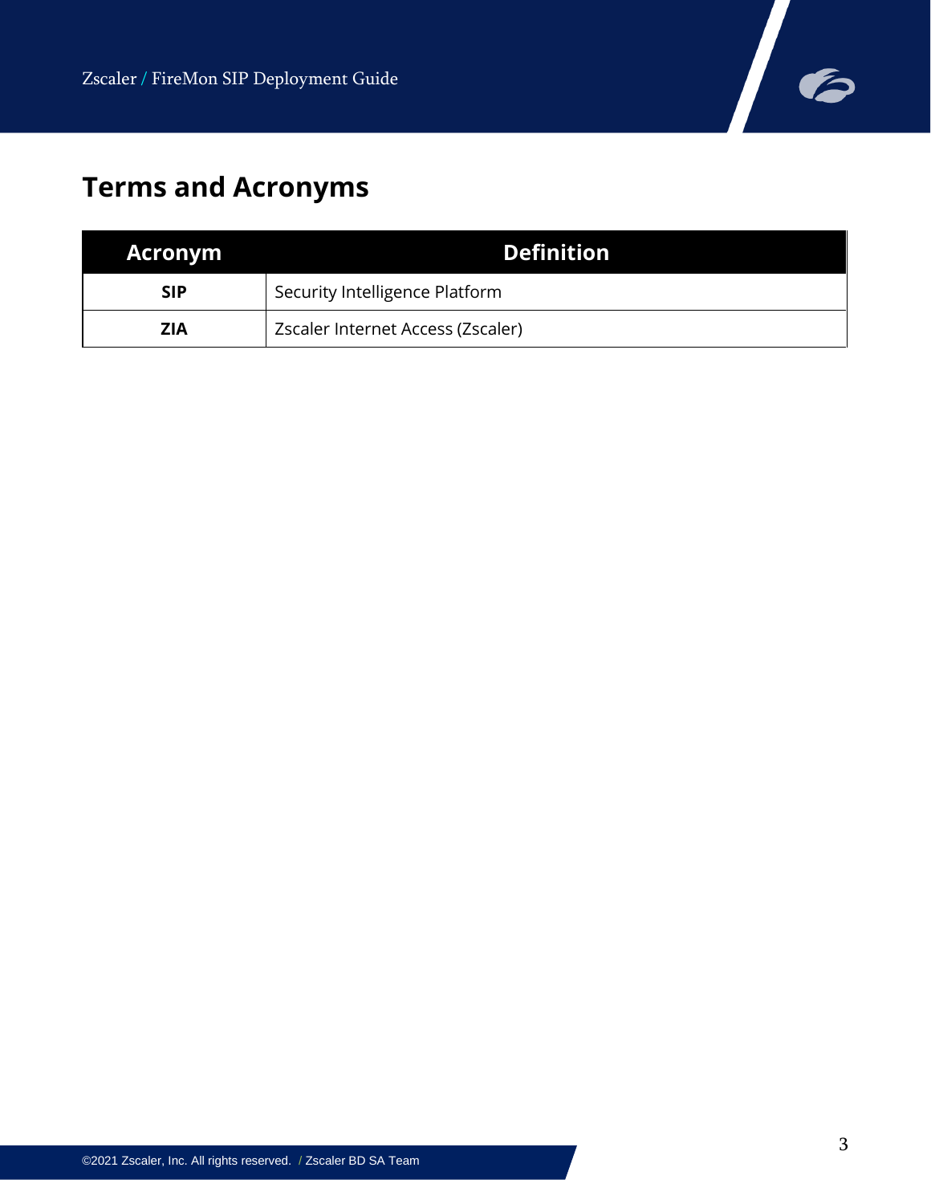# Terms and Acronyms

| Acronym | Definition |
|---|---|
| **SIP** | Security Intelligence Platform |
| **ZIA** | Zscaler Internet Access (Zscaler) |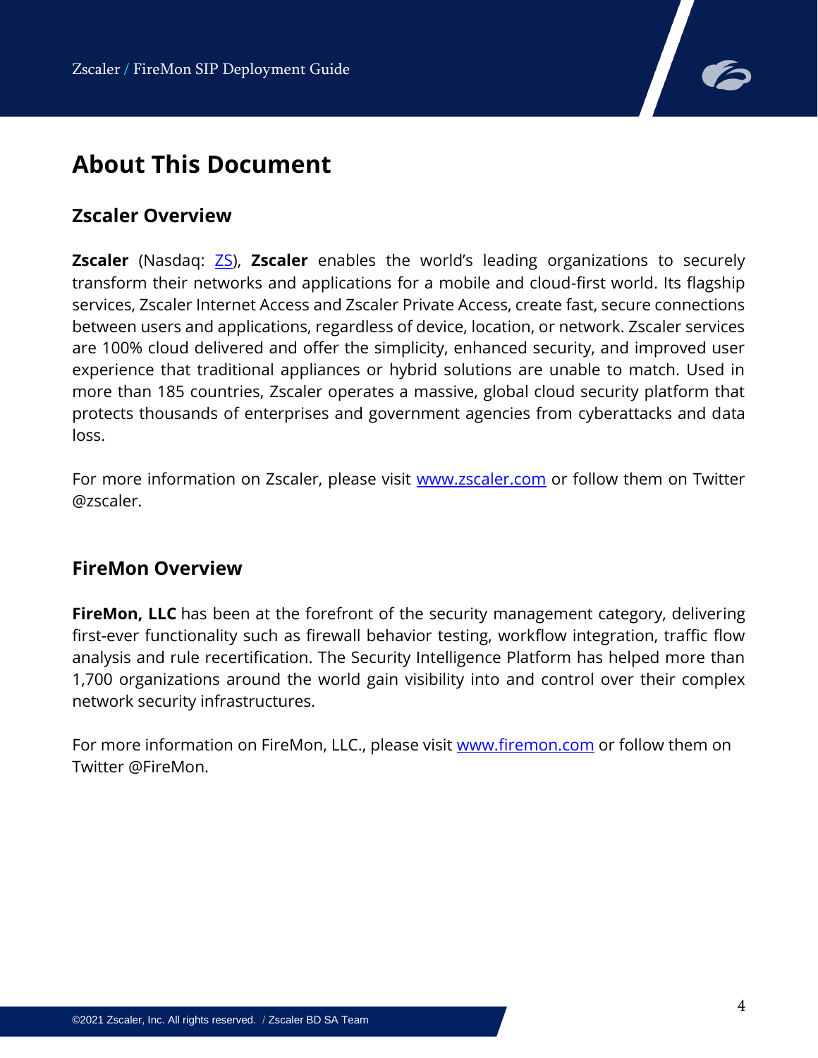# About This Document

## Zscaler Overview

**Zscaler** (Nasdaq: [ZS](https://www.nasdaq.com/market-activity/stocks/zs)), **Zscaler** enables the world's leading organizations to securely transform their networks and applications for a mobile and cloud-first world. Its flagship services, Zscaler Internet Access and Zscaler Private Access, create fast, secure connections between users and applications, regardless of device, location, or network. Zscaler services are 100% cloud delivered and offer the simplicity, enhanced security, and improved user experience that traditional appliances or hybrid solutions are unable to match. Used in more than 185 countries, Zscaler operates a massive, global cloud security platform that protects thousands of enterprises and government agencies from cyberattacks and data loss.

For more information on Zscaler, please visit [www.zscaler.com](http://www.zscaler.com) or follow them on Twitter @zscaler.

## FireMon Overview

**FireMon, LLC** has been at the forefront of the security management category, delivering first-ever functionality such as firewall behavior testing, workflow integration, traffic flow analysis and rule recertification. The Security Intelligence Platform has helped more than 1,700 organizations around the world gain visibility into and control over their complex network security infrastructures.

For more information on FireMon, LLC., please visit [www.firemon.com](http://www.firemon.com) or follow them on Twitter @FireMon.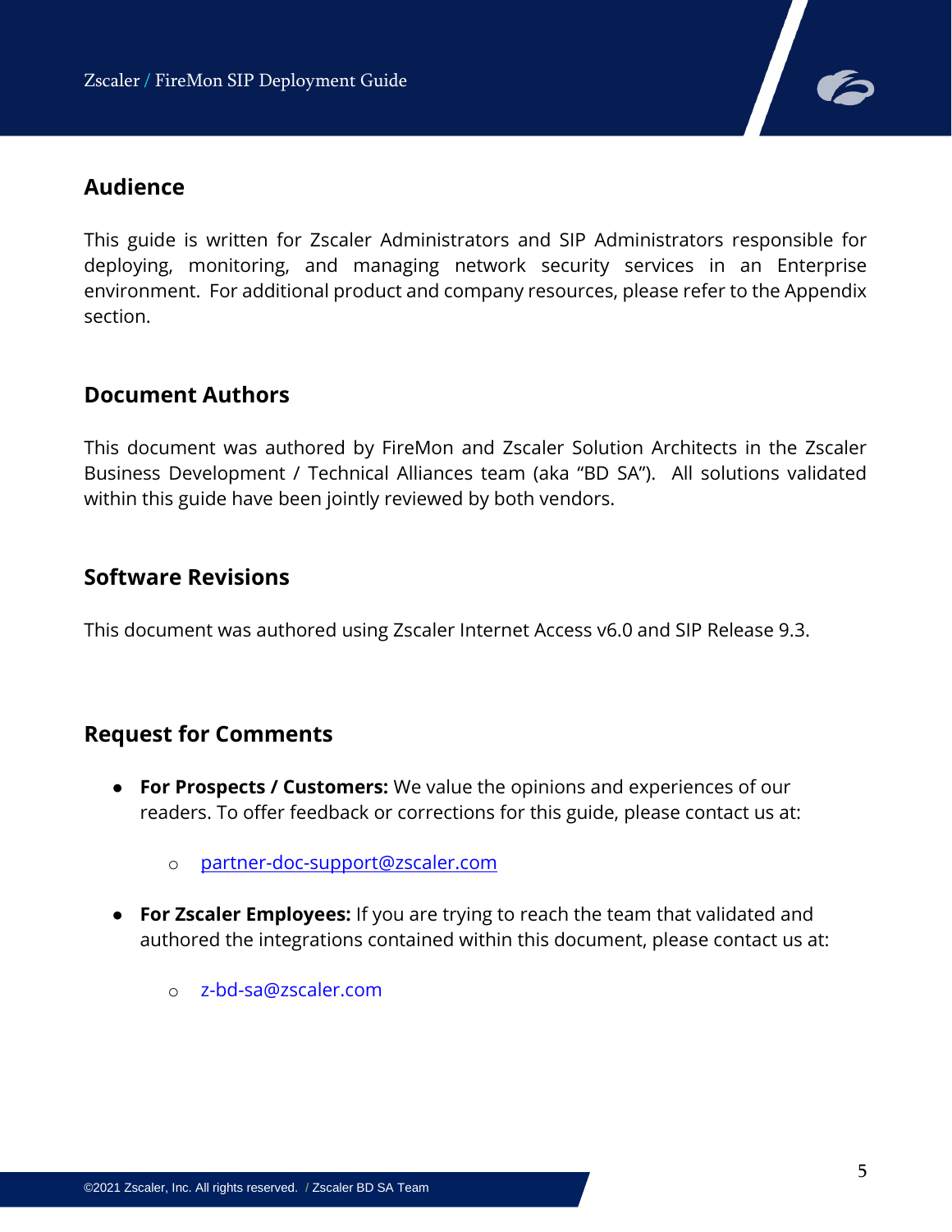## Audience

This guide is written for Zscaler Administrators and SIP Administrators responsible for deploying, monitoring, and managing network security services in an Enterprise environment. For additional product and company resources, please refer to the Appendix section.

## Document Authors

This document was authored by FireMon and Zscaler Solution Architects in the Zscaler Business Development / Technical Alliances team (aka "BD SA"). All solutions validated within this guide have been jointly reviewed by both vendors.

## Software Revisions

This document was authored using Zscaler Internet Access v6.0 and SIP Release 9.3.

## Request for Comments

- **For Prospects / Customers:** We value the opinions and experiences of our readers. To offer feedback or corrections for this guide, please contact us at:
  - partner-doc-support@zscaler.com
- **For Zscaler Employees:** If you are trying to reach the team that validated and authored the integrations contained within this document, please contact us at:
  - z-bd-sa@zscaler.com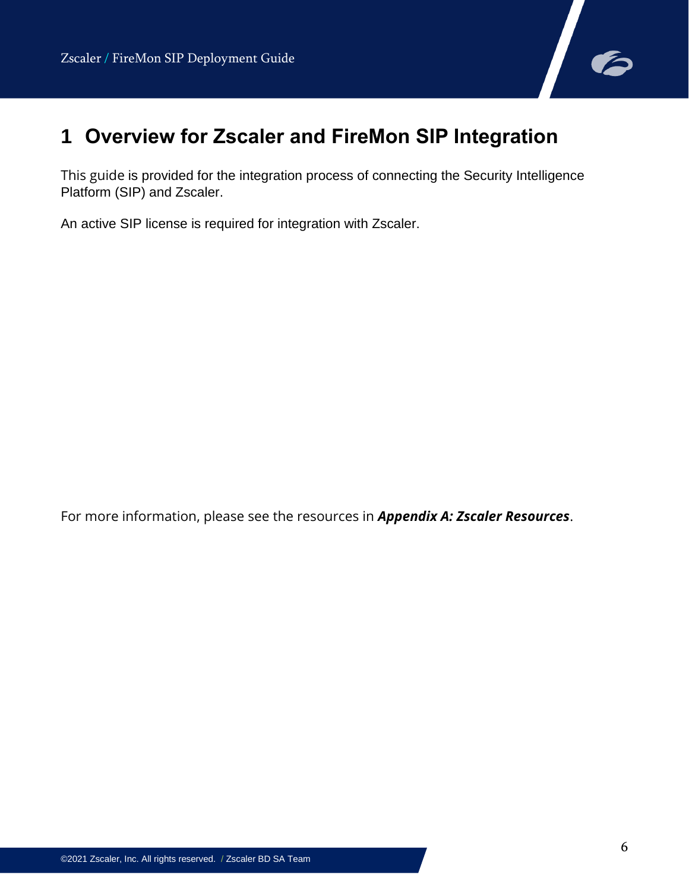# 1 Overview for Zscaler and FireMon SIP Integration

This guide is provided for the integration process of connecting the Security Intelligence Platform (SIP) and Zscaler.

An active SIP license is required for integration with Zscaler.

For more information, please see the resources in ***Appendix A: Zscaler Resources***.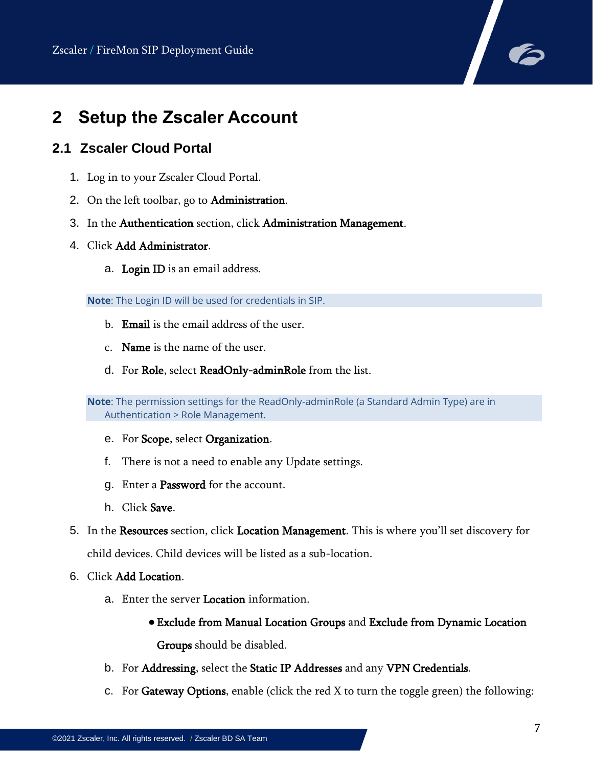# 2 Setup the Zscaler Account

## 2.1 Zscaler Cloud Portal

1. Log in to your Zscaler Cloud Portal.
2. On the left toolbar, go to **Administration**.
3. In the **Authentication** section, click **Administration Management**.
4. Click **Add Administrator**.
   a. **Login ID** is an email address.

   > **Note**: The Login ID will be used for credentials in SIP.

   b. **Email** is the email address of the user.
   c. **Name** is the name of the user.
   d. For **Role**, select **ReadOnly-adminRole** from the list.

   > **Note**: The permission settings for the ReadOnly-adminRole (a Standard Admin Type) are in Authentication > Role Management.

   e. For **Scope**, select **Organization**.
   f. There is not a need to enable any Update settings.
   g. Enter a **Password** for the account.
   h. Click **Save**.
5. In the **Resources** section, click **Location Management**. This is where you'll set discovery for child devices. Child devices will be listed as a sub-location.
6. Click **Add Location**.
   a. Enter the server **Location** information.
      - **Exclude from Manual Location Groups** and **Exclude from Dynamic Location Groups** should be disabled.

   b. For **Addressing**, select the **Static IP Addresses** and any **VPN Credentials**.
   c. For **Gateway Options**, enable (click the red X to turn the toggle green) the following: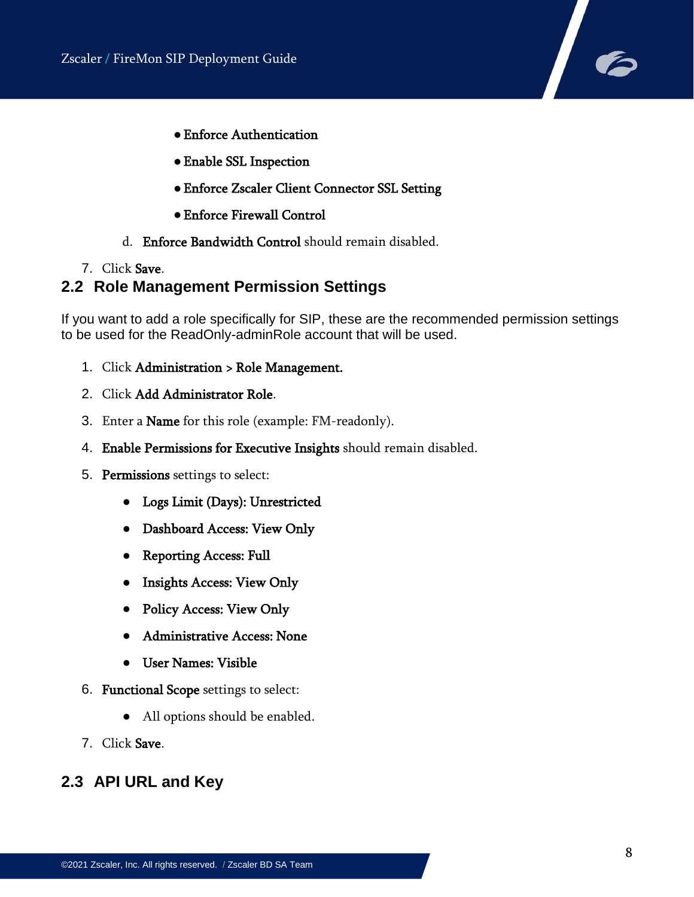- **Enforce Authentication**
- **Enable SSL Inspection**
- **Enforce Zscaler Client Connector SSL Setting**
- **Enforce Firewall Control**

d. **Enforce Bandwidth Control** should remain disabled.

7. Click **Save**.

## 2.2 Role Management Permission Settings

If you want to add a role specifically for SIP, these are the recommended permission settings to be used for the ReadOnly-adminRole account that will be used.

1. Click **Administration** > **Role Management.**
2. Click **Add Administrator Role**.
3. Enter a **Name** for this role (example: FM-readonly).
4. **Enable Permissions for Executive Insights** should remain disabled.
5. **Permissions** settings to select:
   - **Logs Limit (Days): Unrestricted**
   - **Dashboard Access: View Only**
   - **Reporting Access: Full**
   - **Insights Access: View Only**
   - **Policy Access: View Only**
   - **Administrative Access: None**
   - **User Names: Visible**
6. **Functional Scope** settings to select:
   - All options should be enabled.
7. Click **Save**.

## 2.3 API URL and Key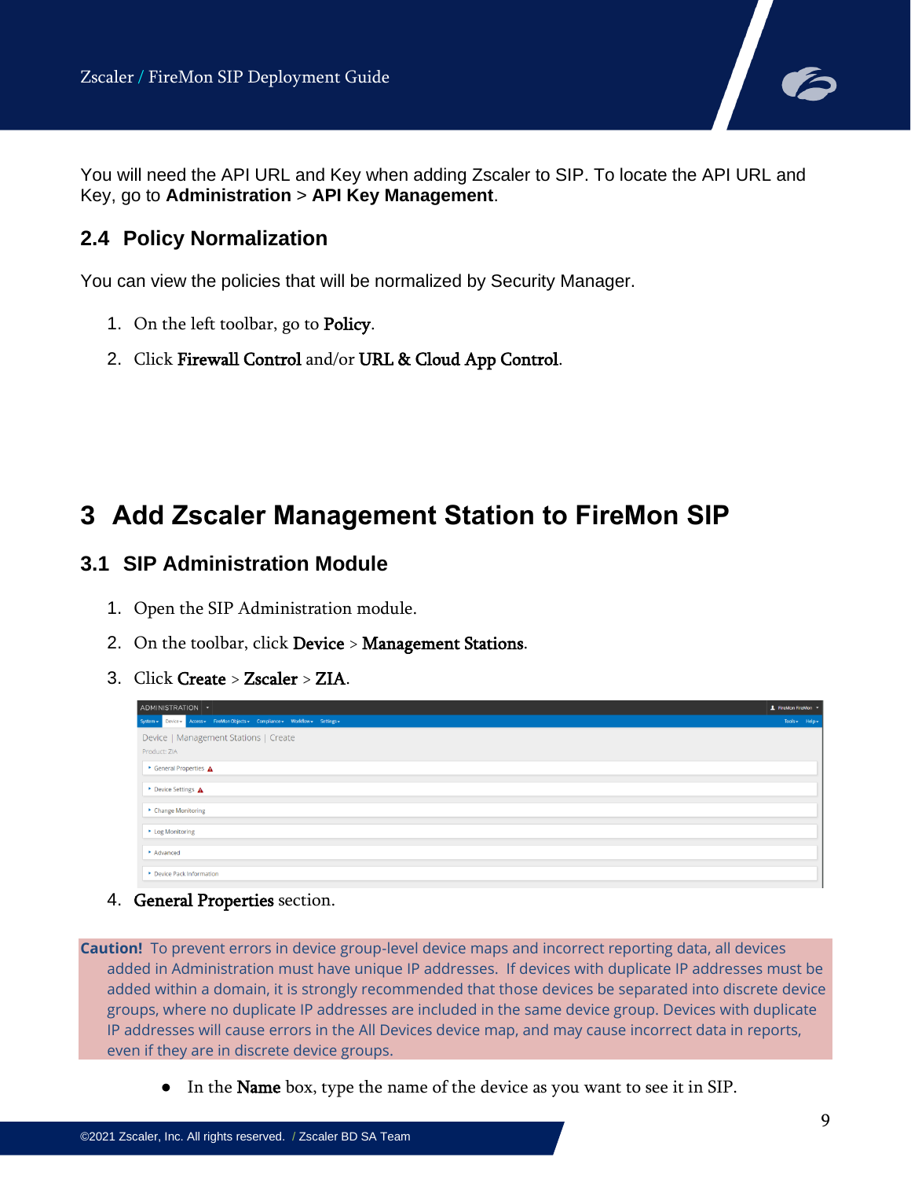You will need the API URL and Key when adding Zscaler to SIP. To locate the API URL and Key, go to **Administration** > **API Key Management**.

## 2.4 Policy Normalization

You can view the policies that will be normalized by Security Manager.

1. On the left toolbar, go to **Policy**.
2. Click **Firewall Control** and/or **URL & Cloud App Control**.

# 3 Add Zscaler Management Station to FireMon SIP

## 3.1 SIP Administration Module

1. Open the SIP Administration module.
2. On the toolbar, click **Device** > **Management Stations**.
3. Click **Create** > **Zscaler** > **ZIA**.
4. **General Properties** section.

**Caution!** To prevent errors in device group-level device maps and incorrect reporting data, all devices added in Administration must have unique IP addresses. If devices with duplicate IP addresses must be added within a domain, it is strongly recommended that those devices be separated into discrete device groups, where no duplicate IP addresses are included in the same device group. Devices with duplicate IP addresses will cause errors in the All Devices device map, and may cause incorrect data in reports, even if they are in discrete device groups.

- In the **Name** box, type the name of the device as you want to see it in SIP.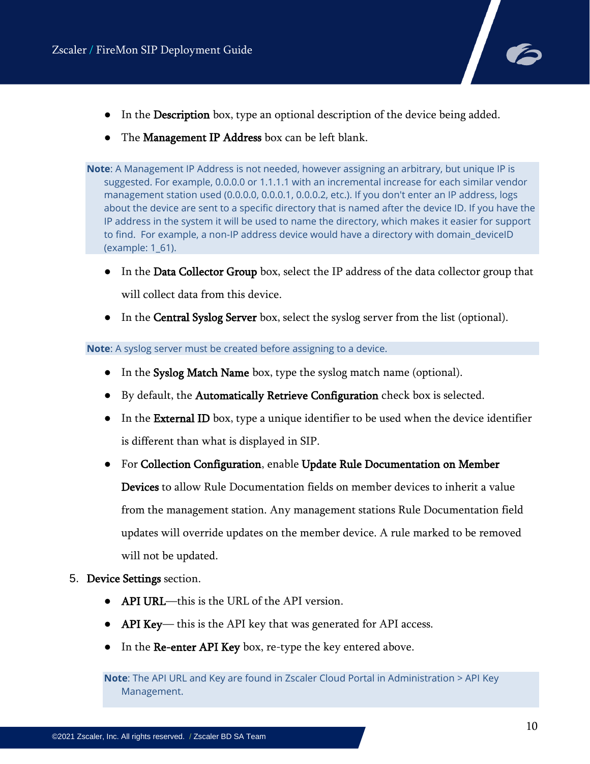- In the **Description** box, type an optional description of the device being added.
- The **Management IP Address** box can be left blank.

> **Note**: A Management IP Address is not needed, however assigning an arbitrary, but unique IP is suggested. For example, 0.0.0.0 or 1.1.1.1 with an incremental increase for each similar vendor management station used (0.0.0.0, 0.0.0.1, 0.0.0.2, etc.). If you don't enter an IP address, logs about the device are sent to a specific directory that is named after the device ID. If you have the IP address in the system it will be used to name the directory, which makes it easier for support to find. For example, a non-IP address device would have a directory with domain_deviceID (example: 1_61).

- In the **Data Collector Group** box, select the IP address of the data collector group that will collect data from this device.
- In the **Central Syslog Server** box, select the syslog server from the list (optional).

> **Note**: A syslog server must be created before assigning to a device.

- In the **Syslog Match Name** box, type the syslog match name (optional).
- By default, the **Automatically Retrieve Configuration** check box is selected.
- In the **External ID** box, type a unique identifier to be used when the device identifier is different than what is displayed in SIP.
- For **Collection Configuration**, enable **Update Rule Documentation on Member Devices** to allow Rule Documentation fields on member devices to inherit a value from the management station. Any management stations Rule Documentation field updates will override updates on the member device. A rule marked to be removed will not be updated.

5. **Device Settings** section.
   - **API URL**—this is the URL of the API version.
   - **API Key**— this is the API key that was generated for API access.
   - In the **Re-enter API Key** box, re-type the key entered above.

   > **Note**: The API URL and Key are found in Zscaler Cloud Portal in Administration > API Key Management.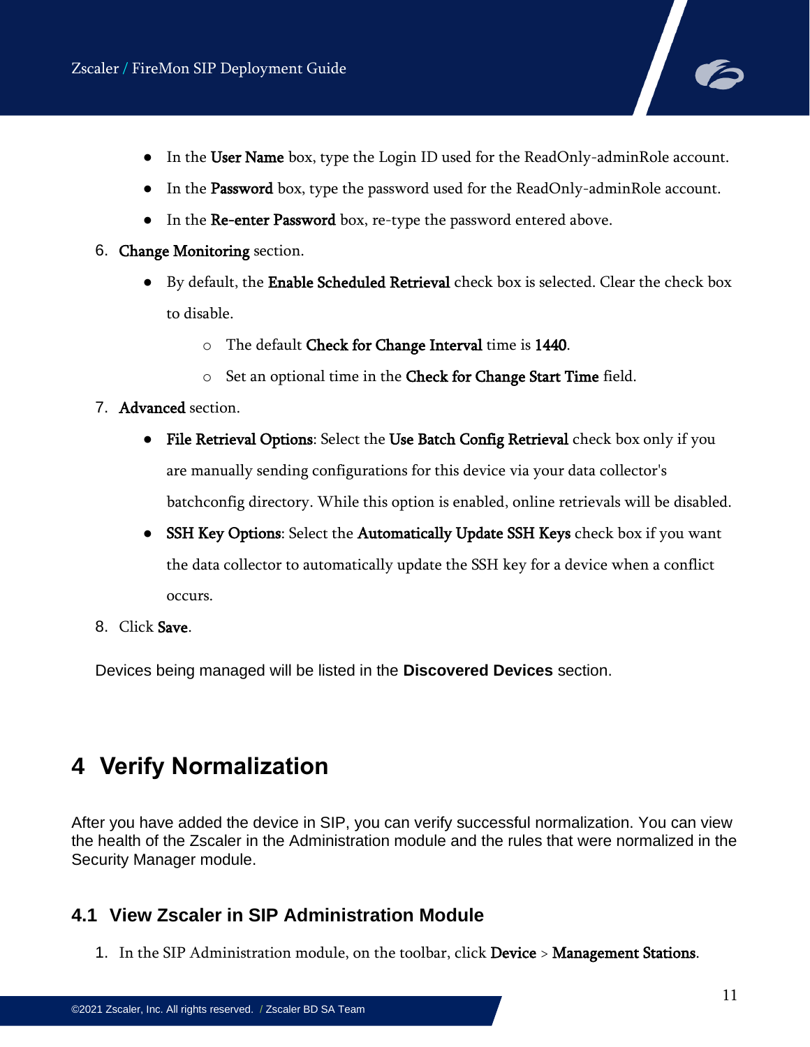- In the **User Name** box, type the Login ID used for the ReadOnly-adminRole account.
- In the **Password** box, type the password used for the ReadOnly-adminRole account.
- In the **Re-enter Password** box, re-type the password entered above.

6. **Change Monitoring** section.
   - By default, the **Enable Scheduled Retrieval** check box is selected. Clear the check box to disable.
     - The default **Check for Change Interval** time is **1440**.
     - Set an optional time in the **Check for Change Start Time** field.
7. **Advanced** section.
   - **File Retrieval Options**: Select the **Use Batch Config Retrieval** check box only if you are manually sending configurations for this device via your data collector's batchconfig directory. While this option is enabled, online retrievals will be disabled.
   - **SSH Key Options**: Select the **Automatically Update SSH Keys** check box if you want the data collector to automatically update the SSH key for a device when a conflict occurs.
8. Click **Save**.

Devices being managed will be listed in the **Discovered Devices** section.

# 4 Verify Normalization

After you have added the device in SIP, you can verify successful normalization. You can view the health of the Zscaler in the Administration module and the rules that were normalized in the Security Manager module.

## 4.1 View Zscaler in SIP Administration Module

1. In the SIP Administration module, on the toolbar, click **Device** > **Management Stations**.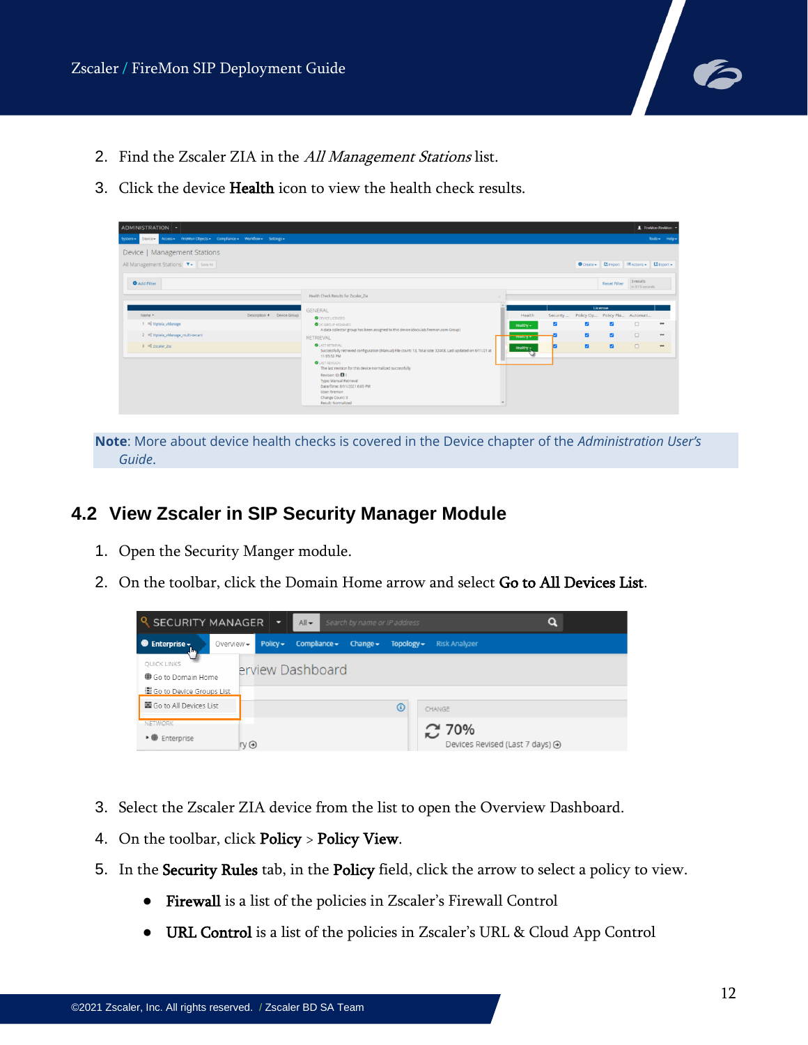2. Find the Zscaler ZIA in the *All Management Stations* list.
3. Click the device **Health** icon to view the health check results.

**Note**: More about device health checks is covered in the Device chapter of the *Administration User's Guide*.

## 4.2 View Zscaler in SIP Security Manager Module

1. Open the Security Manger module.
2. On the toolbar, click the Domain Home arrow and select **Go to All Devices List**.
3. Select the Zscaler ZIA device from the list to open the Overview Dashboard.
4. On the toolbar, click **Policy** > **Policy View**.
5. In the **Security Rules** tab, in the **Policy** field, click the arrow to select a policy to view.
   - **Firewall** is a list of the policies in Zscaler's Firewall Control
   - **URL Control** is a list of the policies in Zscaler's URL & Cloud App Control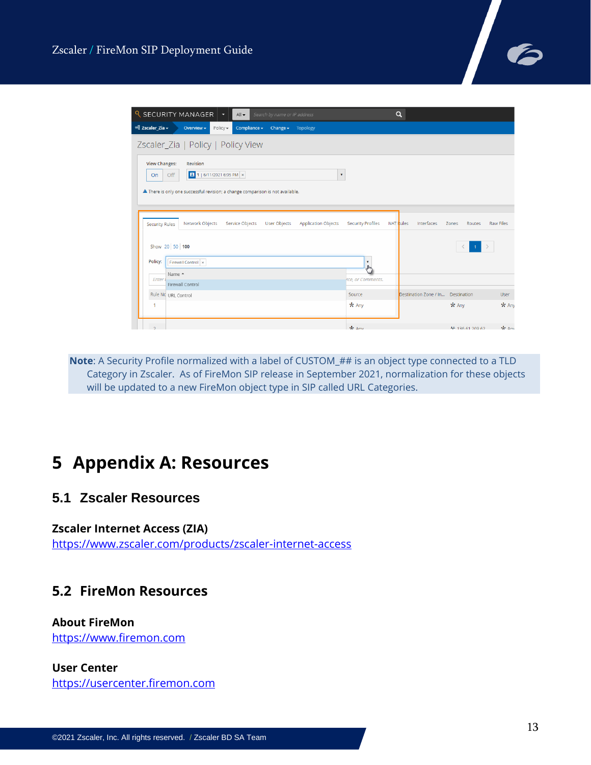**Note**: A Security Profile normalized with a label of CUSTOM_## is an object type connected to a TLD Category in Zscaler. As of FireMon SIP release in September 2021, normalization for these objects will be updated to a new FireMon object type in SIP called URL Categories.

# 5 Appendix A: Resources

## 5.1 Zscaler Resources

**Zscaler Internet Access (ZIA)**
https://www.zscaler.com/products/zscaler-internet-access

## 5.2 FireMon Resources

**About FireMon**
https://www.firemon.com

**User Center**
https://usercenter.firemon.com